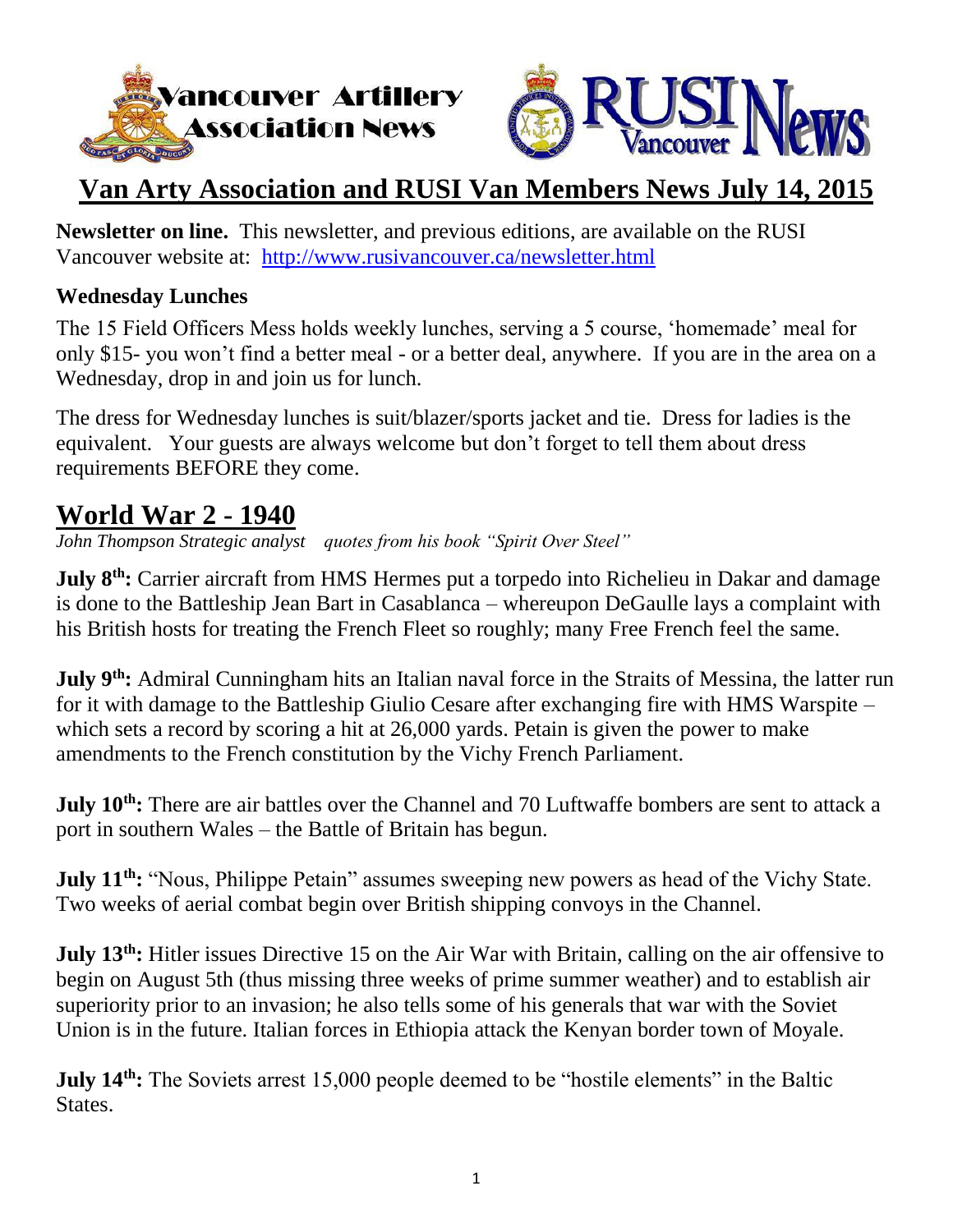# Van Arty Association and RUSI Van Members News July 14, 2015

**Newsletter on line.** This newsletter, and previous editions, are available on the RUSI Vancouver website at: http://www.rusivancouver.ca/newsletter.html

### Wednesday Lunches

The 15 Field Officers Mess holds weekly lunches, serving a 5 course, 'homemade' meal for only $15- you won't find a better meal - or a better deal, anywhere. If you are in the area on a Wednesday, drop in and join us for lunch.

The dress for Wednesday lunches is suit/blazer/sports jacket and tie. Dress for ladies is the equivalent. Your guests are always welcome but don't forget to tell them about dress requirements BEFORE they come.

## World War 2 - 1940

*John Thompson Strategic analyst quotes from his book "Spirit Over Steel"*

**July 8th:** Carrier aircraft from HMS Hermes put a torpedo into Richelieu in Dakar and damage is done to the Battleship Jean Bart in Casablanca – whereupon DeGaulle lays a complaint with his British hosts for treating the French Fleet so roughly; many Free French feel the same.

**July 9th:** Admiral Cunningham hits an Italian naval force in the Straits of Messina, the latter run for it with damage to the Battleship Giulio Cesare after exchanging fire with HMS Warspite – which sets a record by scoring a hit at 26,000 yards. Petain is given the power to make amendments to the French constitution by the Vichy French Parliament.

**July 10th:** There are air battles over the Channel and 70 Luftwaffe bombers are sent to attack a port in southern Wales – the Battle of Britain has begun.

**July 11th:** "Nous, Philippe Petain" assumes sweeping new powers as head of the Vichy State. Two weeks of aerial combat begin over British shipping convoys in the Channel.

**July 13th:** Hitler issues Directive 15 on the Air War with Britain, calling on the air offensive to begin on August 5th (thus missing three weeks of prime summer weather) and to establish air superiority prior to an invasion; he also tells some of his generals that war with the Soviet Union is in the future. Italian forces in Ethiopia attack the Kenyan border town of Moyale.

**July 14th:** The Soviets arrest 15,000 people deemed to be "hostile elements" in the Baltic States.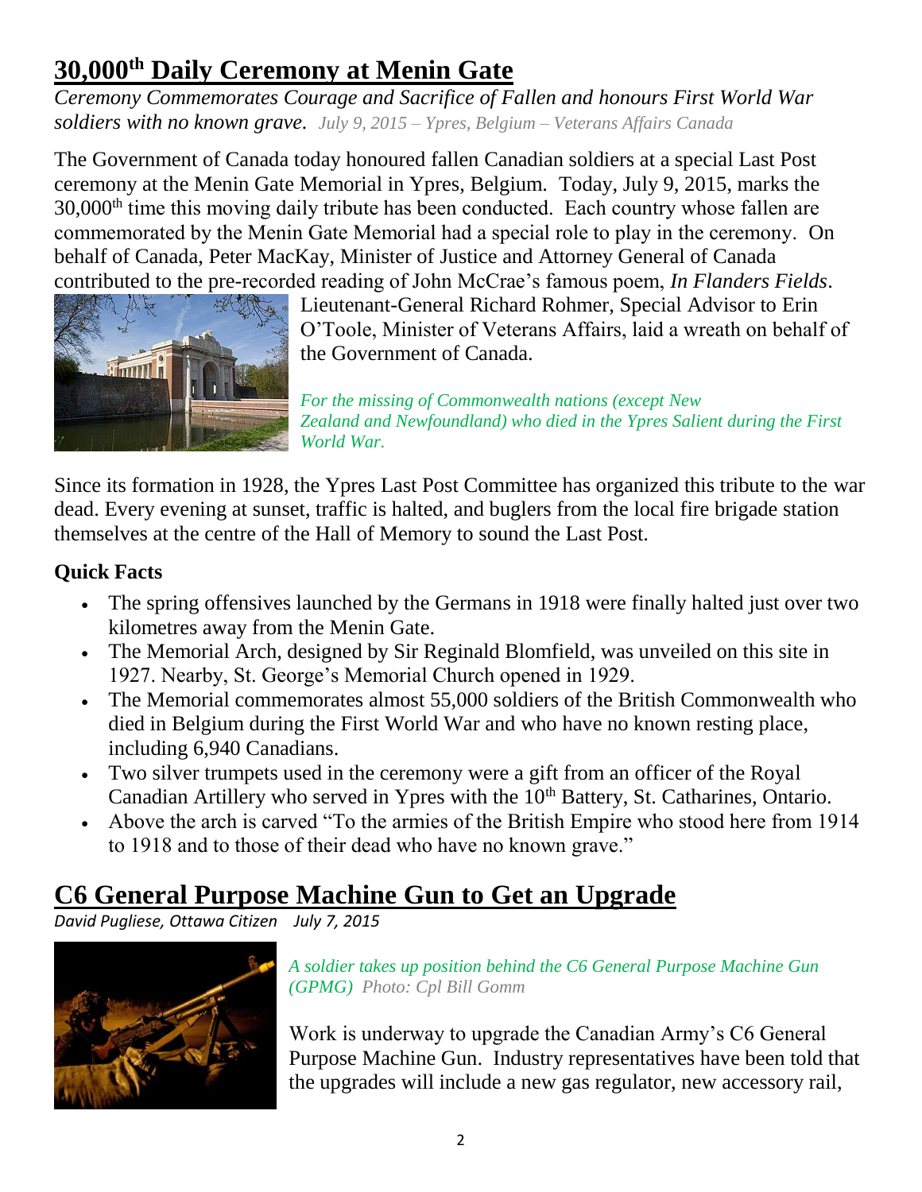## 30,000th Daily Ceremony at Menin Gate

*Ceremony Commemorates Courage and Sacrifice of Fallen and honours First World War soldiers with no known grave.* *July 9, 2015 – Ypres, Belgium – Veterans Affairs Canada*

The Government of Canada today honoured fallen Canadian soldiers at a special Last Post ceremony at the Menin Gate Memorial in Ypres, Belgium. Today, July 9, 2015, marks the 30,000th time this moving daily tribute has been conducted. Each country whose fallen are commemorated by the Menin Gate Memorial had a special role to play in the ceremony. On behalf of Canada, Peter MacKay, Minister of Justice and Attorney General of Canada contributed to the pre-recorded reading of John McCrae's famous poem, *In Flanders Fields*. Lieutenant-General Richard Rohmer, Special Advisor to Erin O'Toole, Minister of Veterans Affairs, laid a wreath on behalf of the Government of Canada.

*For the missing of Commonwealth nations (except New Zealand and Newfoundland) who died in the Ypres Salient during the First World War.*

Since its formation in 1928, the Ypres Last Post Committee has organized this tribute to the war dead. Every evening at sunset, traffic is halted, and buglers from the local fire brigade station themselves at the centre of the Hall of Memory to sound the Last Post.

### Quick Facts

- The spring offensives launched by the Germans in 1918 were finally halted just over two kilometres away from the Menin Gate.
- The Memorial Arch, designed by Sir Reginald Blomfield, was unveiled on this site in 1927. Nearby, St. George's Memorial Church opened in 1929.
- The Memorial commemorates almost 55,000 soldiers of the British Commonwealth who died in Belgium during the First World War and who have no known resting place, including 6,940 Canadians.
- Two silver trumpets used in the ceremony were a gift from an officer of the Royal Canadian Artillery who served in Ypres with the 10th Battery, St. Catharines, Ontario.
- Above the arch is carved "To the armies of the British Empire who stood here from 1914 to 1918 and to those of their dead who have no known grave."

## C6 General Purpose Machine Gun to Get an Upgrade

*David Pugliese, Ottawa Citizen July 7, 2015*

*A soldier takes up position behind the C6 General Purpose Machine Gun (GPMG) Photo: Cpl Bill Gomm*

Work is underway to upgrade the Canadian Army's C6 General Purpose Machine Gun. Industry representatives have been told that the upgrades will include a new gas regulator, new accessory rail,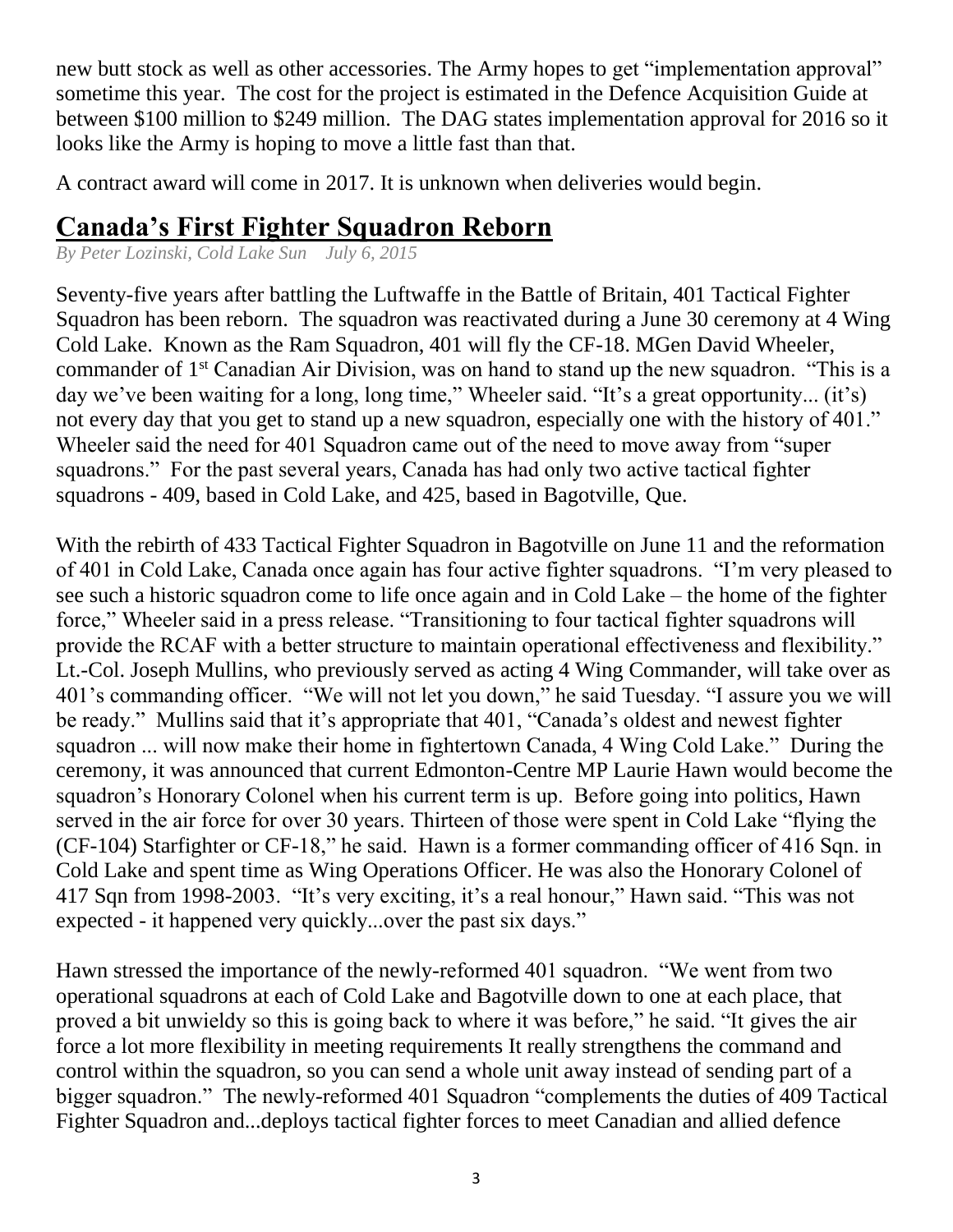new butt stock as well as other accessories. The Army hopes to get "implementation approval" sometime this year. The cost for the project is estimated in the Defence Acquisition Guide at between $100 million to $249 million. The DAG states implementation approval for 2016 so it looks like the Army is hoping to move a little fast than that.

A contract award will come in 2017. It is unknown when deliveries would begin.

## Canada's First Fighter Squadron Reborn

*By Peter Lozinski, Cold Lake Sun July 6, 2015*

Seventy-five years after battling the Luftwaffe in the Battle of Britain, 401 Tactical Fighter Squadron has been reborn. The squadron was reactivated during a June 30 ceremony at 4 Wing Cold Lake. Known as the Ram Squadron, 401 will fly the CF-18. MGen David Wheeler, commander of 1st Canadian Air Division, was on hand to stand up the new squadron. "This is a day we've been waiting for a long, long time," Wheeler said. "It's a great opportunity... (it's) not every day that you get to stand up a new squadron, especially one with the history of 401." Wheeler said the need for 401 Squadron came out of the need to move away from "super squadrons." For the past several years, Canada has had only two active tactical fighter squadrons - 409, based in Cold Lake, and 425, based in Bagotville, Que.

With the rebirth of 433 Tactical Fighter Squadron in Bagotville on June 11 and the reformation of 401 in Cold Lake, Canada once again has four active fighter squadrons. "I'm very pleased to see such a historic squadron come to life once again and in Cold Lake – the home of the fighter force," Wheeler said in a press release. "Transitioning to four tactical fighter squadrons will provide the RCAF with a better structure to maintain operational effectiveness and flexibility." Lt.-Col. Joseph Mullins, who previously served as acting 4 Wing Commander, will take over as 401's commanding officer. "We will not let you down," he said Tuesday. "I assure you we will be ready." Mullins said that it's appropriate that 401, "Canada's oldest and newest fighter squadron ... will now make their home in fightertown Canada, 4 Wing Cold Lake." During the ceremony, it was announced that current Edmonton-Centre MP Laurie Hawn would become the squadron's Honorary Colonel when his current term is up. Before going into politics, Hawn served in the air force for over 30 years. Thirteen of those were spent in Cold Lake "flying the (CF-104) Starfighter or CF-18," he said. Hawn is a former commanding officer of 416 Sqn. in Cold Lake and spent time as Wing Operations Officer. He was also the Honorary Colonel of 417 Sqn from 1998-2003. "It's very exciting, it's a real honour," Hawn said. "This was not expected - it happened very quickly...over the past six days."

Hawn stressed the importance of the newly-reformed 401 squadron. "We went from two operational squadrons at each of Cold Lake and Bagotville down to one at each place, that proved a bit unwieldy so this is going back to where it was before," he said. "It gives the air force a lot more flexibility in meeting requirements It really strengthens the command and control within the squadron, so you can send a whole unit away instead of sending part of a bigger squadron." The newly-reformed 401 Squadron "complements the duties of 409 Tactical Fighter Squadron and...deploys tactical fighter forces to meet Canadian and allied defence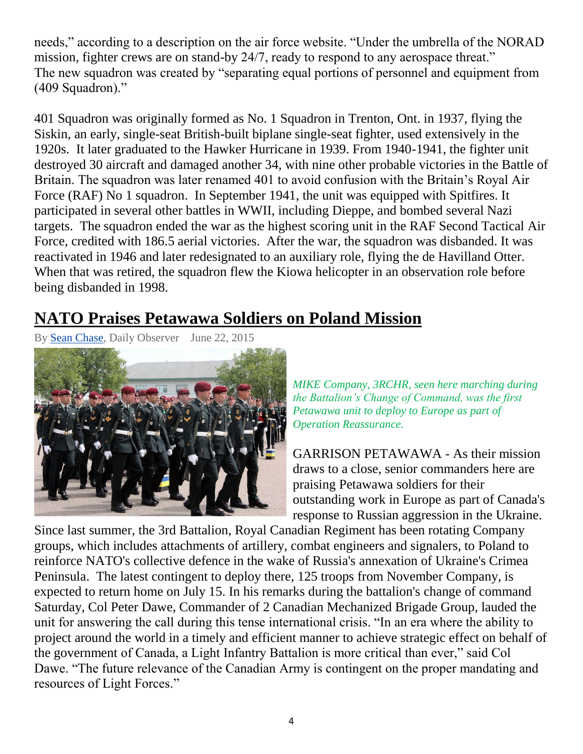needs," according to a description on the air force website. "Under the umbrella of the NORAD mission, fighter crews are on stand-by 24/7, ready to respond to any aerospace threat."
The new squadron was created by "separating equal portions of personnel and equipment from (409 Squadron)."

401 Squadron was originally formed as No. 1 Squadron in Trenton, Ont. in 1937, flying the Siskin, an early, single-seat British-built biplane single-seat fighter, used extensively in the 1920s. It later graduated to the Hawker Hurricane in 1939. From 1940-1941, the fighter unit destroyed 30 aircraft and damaged another 34, with nine other probable victories in the Battle of Britain. The squadron was later renamed 401 to avoid confusion with the Britain's Royal Air Force (RAF) No 1 squadron. In September 1941, the unit was equipped with Spitfires. It participated in several other battles in WWII, including Dieppe, and bombed several Nazi targets. The squadron ended the war as the highest scoring unit in the RAF Second Tactical Air Force, credited with 186.5 aerial victories. After the war, the squadron was disbanded. It was reactivated in 1946 and later redesignated to an auxiliary role, flying the de Havilland Otter. When that was retired, the squadron flew the Kiowa helicopter in an observation role before being disbanded in 1998.

## NATO Praises Petawawa Soldiers on Poland Mission

By Sean Chase, Daily Observer June 22, 2015

*MIKE Company, 3RCHR, seen here marching during the Battalion's Change of Command, was the first Petawawa unit to deploy to Europe as part of Operation Reassurance.*

GARRISON PETAWAWA - As their mission draws to a close, senior commanders here are praising Petawawa soldiers for their outstanding work in Europe as part of Canada's response to Russian aggression in the Ukraine.

Since last summer, the 3rd Battalion, Royal Canadian Regiment has been rotating Company groups, which includes attachments of artillery, combat engineers and signalers, to Poland to reinforce NATO's collective defence in the wake of Russia's annexation of Ukraine's Crimea Peninsula. The latest contingent to deploy there, 125 troops from November Company, is expected to return home on July 15. In his remarks during the battalion's change of command Saturday, Col Peter Dawe, Commander of 2 Canadian Mechanized Brigade Group, lauded the unit for answering the call during this tense international crisis. "In an era where the ability to project around the world in a timely and efficient manner to achieve strategic effect on behalf of the government of Canada, a Light Infantry Battalion is more critical than ever," said Col Dawe. "The future relevance of the Canadian Army is contingent on the proper mandating and resources of Light Forces."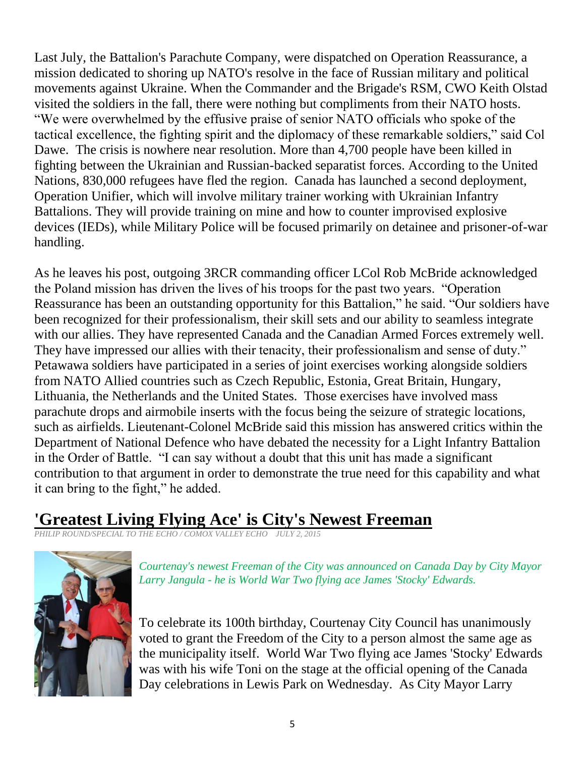Last July, the Battalion's Parachute Company, were dispatched on Operation Reassurance, a mission dedicated to shoring up NATO's resolve in the face of Russian military and political movements against Ukraine. When the Commander and the Brigade's RSM, CWO Keith Olstad visited the soldiers in the fall, there were nothing but compliments from their NATO hosts. "We were overwhelmed by the effusive praise of senior NATO officials who spoke of the tactical excellence, the fighting spirit and the diplomacy of these remarkable soldiers," said Col Dawe. The crisis is nowhere near resolution. More than 4,700 people have been killed in fighting between the Ukrainian and Russian-backed separatist forces. According to the United Nations, 830,000 refugees have fled the region. Canada has launched a second deployment, Operation Unifier, which will involve military trainer working with Ukrainian Infantry Battalions. They will provide training on mine and how to counter improvised explosive devices (IEDs), while Military Police will be focused primarily on detainee and prisoner-of-war handling.

As he leaves his post, outgoing 3RCR commanding officer LCol Rob McBride acknowledged the Poland mission has driven the lives of his troops for the past two years. "Operation Reassurance has been an outstanding opportunity for this Battalion," he said. "Our soldiers have been recognized for their professionalism, their skill sets and our ability to seamless integrate with our allies. They have represented Canada and the Canadian Armed Forces extremely well. They have impressed our allies with their tenacity, their professionalism and sense of duty." Petawawa soldiers have participated in a series of joint exercises working alongside soldiers from NATO Allied countries such as Czech Republic, Estonia, Great Britain, Hungary, Lithuania, the Netherlands and the United States. Those exercises have involved mass parachute drops and airmobile inserts with the focus being the seizure of strategic locations, such as airfields. Lieutenant-Colonel McBride said this mission has answered critics within the Department of National Defence who have debated the necessity for a Light Infantry Battalion in the Order of Battle. "I can say without a doubt that this unit has made a significant contribution to that argument in order to demonstrate the true need for this capability and what it can bring to the fight," he added.

## 'Greatest Living Flying Ace' is City's Newest Freeman

*PHILIP ROUND/SPECIAL TO THE ECHO / COMOX VALLEY ECHO JULY 2, 2015*

*Courtenay's newest Freeman of the City was announced on Canada Day by City Mayor Larry Jangula - he is World War Two flying ace James 'Stocky' Edwards.*

To celebrate its 100th birthday, Courtenay City Council has unanimously voted to grant the Freedom of the City to a person almost the same age as the municipality itself. World War Two flying ace James 'Stocky' Edwards was with his wife Toni on the stage at the official opening of the Canada Day celebrations in Lewis Park on Wednesday. As City Mayor Larry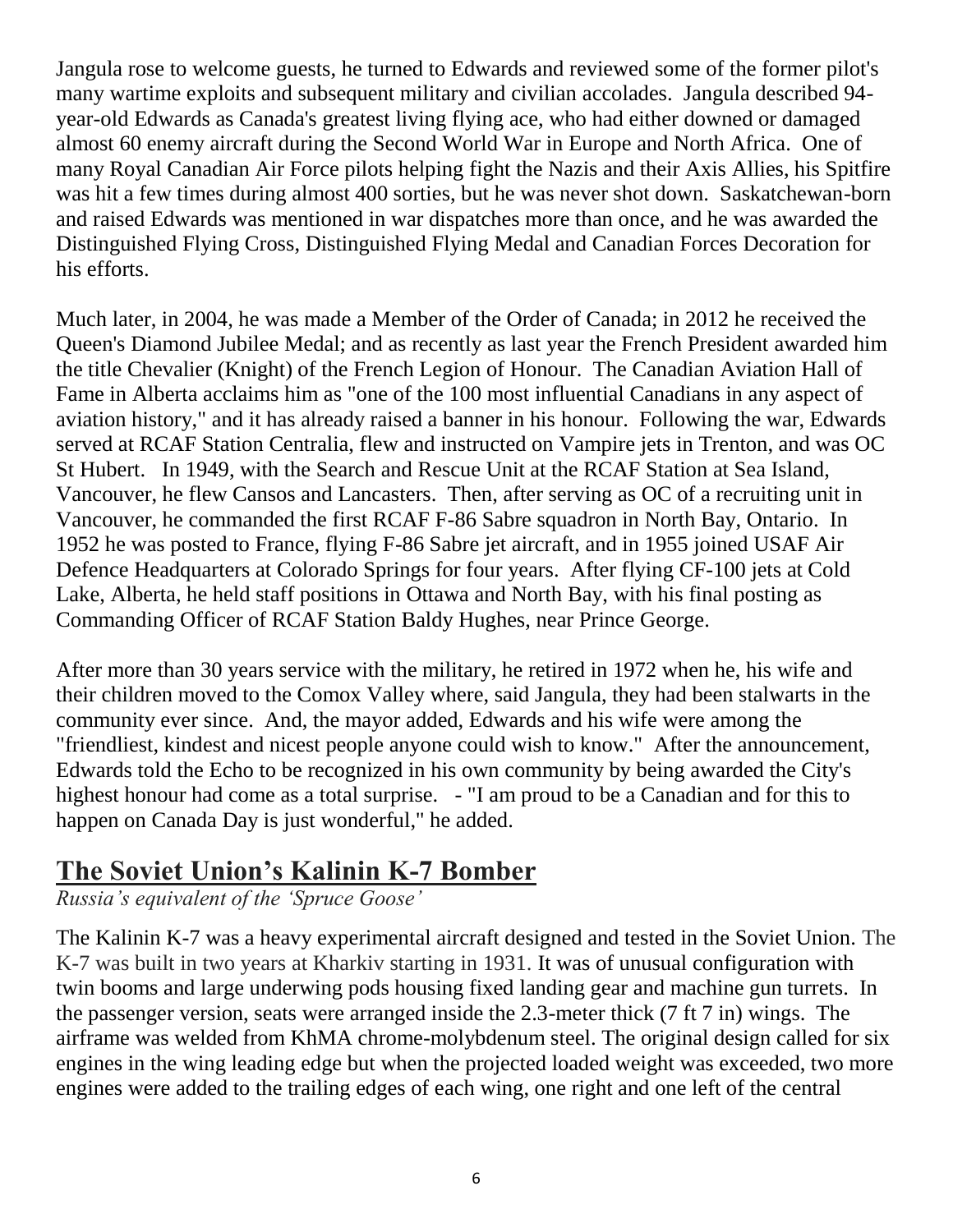Jangula rose to welcome guests, he turned to Edwards and reviewed some of the former pilot's many wartime exploits and subsequent military and civilian accolades. Jangula described 94-year-old Edwards as Canada's greatest living flying ace, who had either downed or damaged almost 60 enemy aircraft during the Second World War in Europe and North Africa. One of many Royal Canadian Air Force pilots helping fight the Nazis and their Axis Allies, his Spitfire was hit a few times during almost 400 sorties, but he was never shot down. Saskatchewan-born and raised Edwards was mentioned in war dispatches more than once, and he was awarded the Distinguished Flying Cross, Distinguished Flying Medal and Canadian Forces Decoration for his efforts.

Much later, in 2004, he was made a Member of the Order of Canada; in 2012 he received the Queen's Diamond Jubilee Medal; and as recently as last year the French President awarded him the title Chevalier (Knight) of the French Legion of Honour. The Canadian Aviation Hall of Fame in Alberta acclaims him as "one of the 100 most influential Canadians in any aspect of aviation history," and it has already raised a banner in his honour. Following the war, Edwards served at RCAF Station Centralia, flew and instructed on Vampire jets in Trenton, and was OC St Hubert. In 1949, with the Search and Rescue Unit at the RCAF Station at Sea Island, Vancouver, he flew Cansos and Lancasters. Then, after serving as OC of a recruiting unit in Vancouver, he commanded the first RCAF F-86 Sabre squadron in North Bay, Ontario. In 1952 he was posted to France, flying F-86 Sabre jet aircraft, and in 1955 joined USAF Air Defence Headquarters at Colorado Springs for four years. After flying CF-100 jets at Cold Lake, Alberta, he held staff positions in Ottawa and North Bay, with his final posting as Commanding Officer of RCAF Station Baldy Hughes, near Prince George.

After more than 30 years service with the military, he retired in 1972 when he, his wife and their children moved to the Comox Valley where, said Jangula, they had been stalwarts in the community ever since. And, the mayor added, Edwards and his wife were among the "friendliest, kindest and nicest people anyone could wish to know." After the announcement, Edwards told the Echo to be recognized in his own community by being awarded the City's highest honour had come as a total surprise. - "I am proud to be a Canadian and for this to happen on Canada Day is just wonderful," he added.

## The Soviet Union's Kalinin K-7 Bomber

*Russia's equivalent of the 'Spruce Goose'*

The Kalinin K-7 was a heavy experimental aircraft designed and tested in the Soviet Union. The K-7 was built in two years at Kharkiv starting in 1931. It was of unusual configuration with twin booms and large underwing pods housing fixed landing gear and machine gun turrets. In the passenger version, seats were arranged inside the 2.3-meter thick (7 ft 7 in) wings. The airframe was welded from KhMA chrome-molybdenum steel. The original design called for six engines in the wing leading edge but when the projected loaded weight was exceeded, two more engines were added to the trailing edges of each wing, one right and one left of the central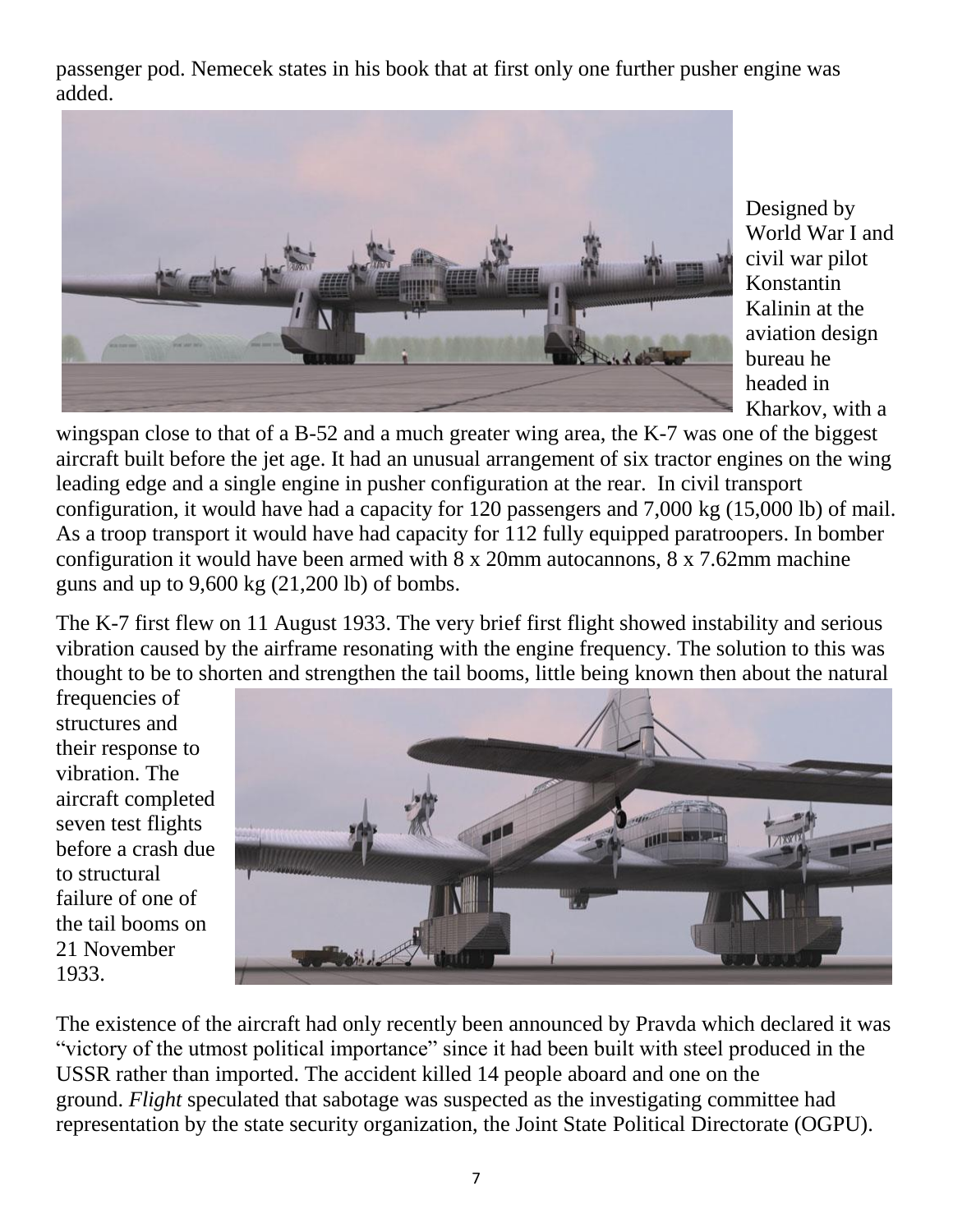passenger pod. Nemecek states in his book that at first only one further pusher engine was added.

Designed by World War I and civil war pilot Konstantin Kalinin at the aviation design bureau he headed in Kharkov, with a wingspan close to that of a B-52 and a much greater wing area, the K-7 was one of the biggest aircraft built before the jet age. It had an unusual arrangement of six tractor engines on the wing leading edge and a single engine in pusher configuration at the rear. In civil transport configuration, it would have had a capacity for 120 passengers and 7,000 kg (15,000 lb) of mail. As a troop transport it would have had capacity for 112 fully equipped paratroopers. In bomber configuration it would have been armed with 8 x 20mm autocannons, 8 x 7.62mm machine guns and up to 9,600 kg (21,200 lb) of bombs.

The K-7 first flew on 11 August 1933. The very brief first flight showed instability and serious vibration caused by the airframe resonating with the engine frequency. The solution to this was thought to be to shorten and strengthen the tail booms, little being known then about the natural frequencies of structures and their response to vibration. The aircraft completed seven test flights before a crash due to structural failure of one of the tail booms on 21 November 1933.

The existence of the aircraft had only recently been announced by Pravda which declared it was "victory of the utmost political importance" since it had been built with steel produced in the USSR rather than imported. The accident killed 14 people aboard and one on the ground. *Flight* speculated that sabotage was suspected as the investigating committee had representation by the state security organization, the Joint State Political Directorate (OGPU).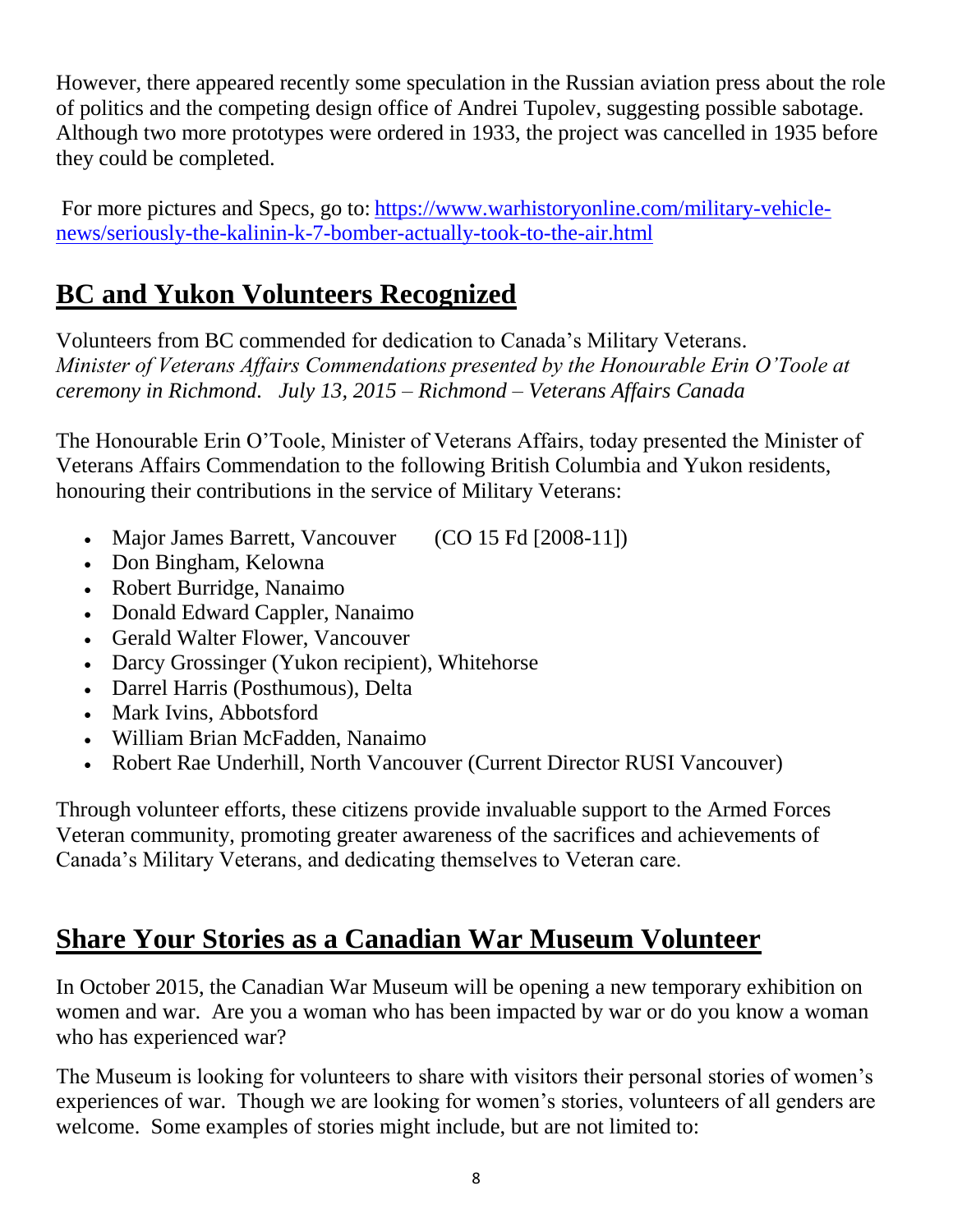However, there appeared recently some speculation in the Russian aviation press about the role of politics and the competing design office of Andrei Tupolev, suggesting possible sabotage. Although two more prototypes were ordered in 1933, the project was cancelled in 1935 before they could be completed.

For more pictures and Specs, go to: [https://www.warhistoryonline.com/military-vehicle-news/seriously-the-kalinin-k-7-bomber-actually-took-to-the-air.html](https://www.warhistoryonline.com/military-vehicle-news/seriously-the-kalinin-k-7-bomber-actually-took-to-the-air.html)

## BC and Yukon Volunteers Recognized

Volunteers from BC commended for dedication to Canada's Military Veterans.
*Minister of Veterans Affairs Commendations presented by the Honourable Erin O'Toole at ceremony in Richmond. July 13, 2015 – Richmond – Veterans Affairs Canada*

The Honourable Erin O'Toole, Minister of Veterans Affairs, today presented the Minister of Veterans Affairs Commendation to the following British Columbia and Yukon residents, honouring their contributions in the service of Military Veterans:

- Major James Barrett, Vancouver (CO 15 Fd [2008-11])
- Don Bingham, Kelowna
- Robert Burridge, Nanaimo
- Donald Edward Cappler, Nanaimo
- Gerald Walter Flower, Vancouver
- Darcy Grossinger (Yukon recipient), Whitehorse
- Darrel Harris (Posthumous), Delta
- Mark Ivins, Abbotsford
- William Brian McFadden, Nanaimo
- Robert Rae Underhill, North Vancouver (Current Director RUSI Vancouver)

Through volunteer efforts, these citizens provide invaluable support to the Armed Forces Veteran community, promoting greater awareness of the sacrifices and achievements of Canada's Military Veterans, and dedicating themselves to Veteran care.

## Share Your Stories as a Canadian War Museum Volunteer

In October 2015, the Canadian War Museum will be opening a new temporary exhibition on women and war. Are you a woman who has been impacted by war or do you know a woman who has experienced war?

The Museum is looking for volunteers to share with visitors their personal stories of women's experiences of war. Though we are looking for women's stories, volunteers of all genders are welcome. Some examples of stories might include, but are not limited to: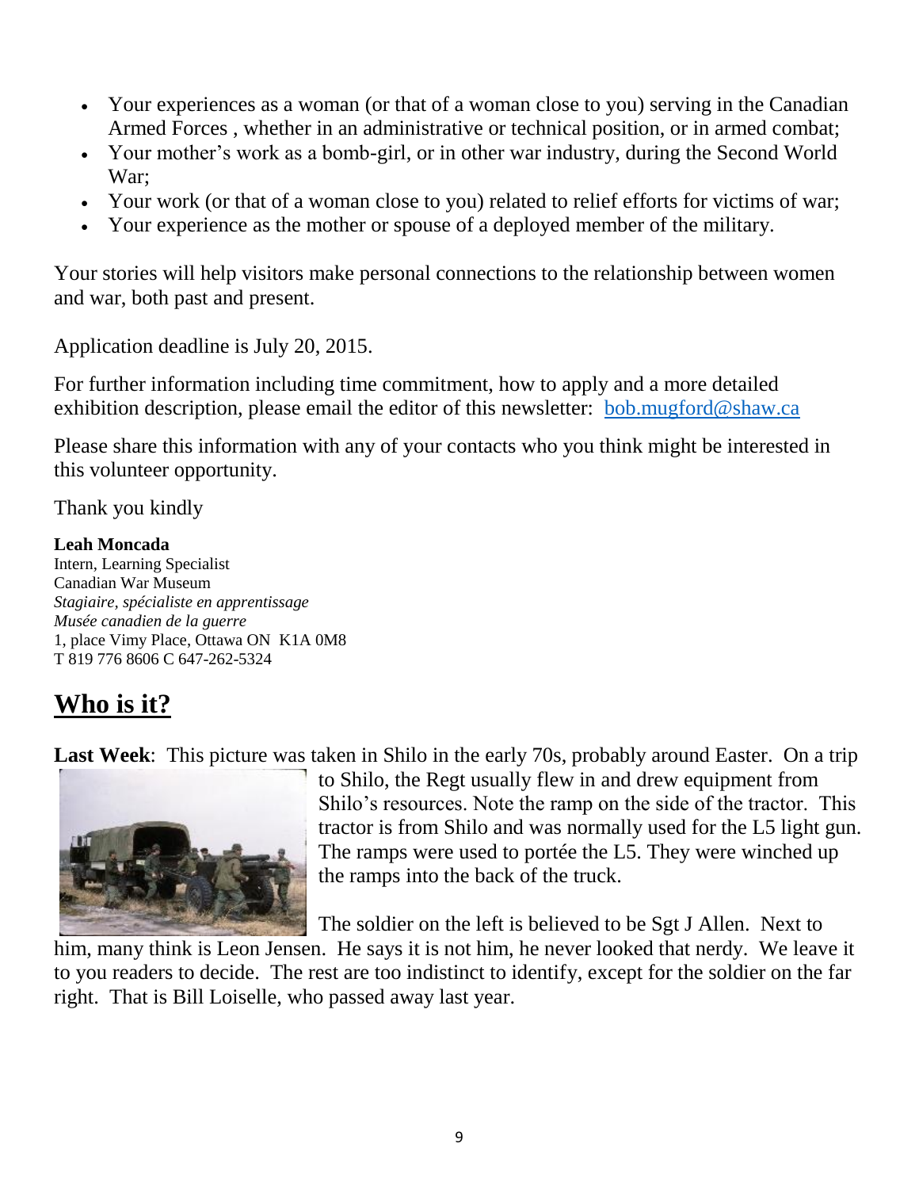- Your experiences as a woman (or that of a woman close to you) serving in the Canadian Armed Forces , whether in an administrative or technical position, or in armed combat;
- Your mother's work as a bomb-girl, or in other war industry, during the Second World War;
- Your work (or that of a woman close to you) related to relief efforts for victims of war;
- Your experience as the mother or spouse of a deployed member of the military.

Your stories will help visitors make personal connections to the relationship between women and war, both past and present.

Application deadline is July 20, 2015.

For further information including time commitment, how to apply and a more detailed exhibition description, please email the editor of this newsletter: bob.mugford@shaw.ca

Please share this information with any of your contacts who you think might be interested in this volunteer opportunity.

Thank you kindly

**Leah Moncada**
Intern, Learning Specialist
Canadian War Museum
*Stagiaire, spécialiste en apprentissage*
*Musée canadien de la guerre*
1, place Vimy Place, Ottawa ON K1A 0M8
T 819 776 8606 C 647-262-5324

## Who is it?

**Last Week**: This picture was taken in Shilo in the early 70s, probably around Easter. On a trip to Shilo, the Regt usually flew in and drew equipment from Shilo's resources. Note the ramp on the side of the tractor. This tractor is from Shilo and was normally used for the L5 light gun. The ramps were used to portée the L5. They were winched up the ramps into the back of the truck.

The soldier on the left is believed to be Sgt J Allen. Next to him, many think is Leon Jensen. He says it is not him, he never looked that nerdy. We leave it to you readers to decide. The rest are too indistinct to identify, except for the soldier on the far right. That is Bill Loiselle, who passed away last year.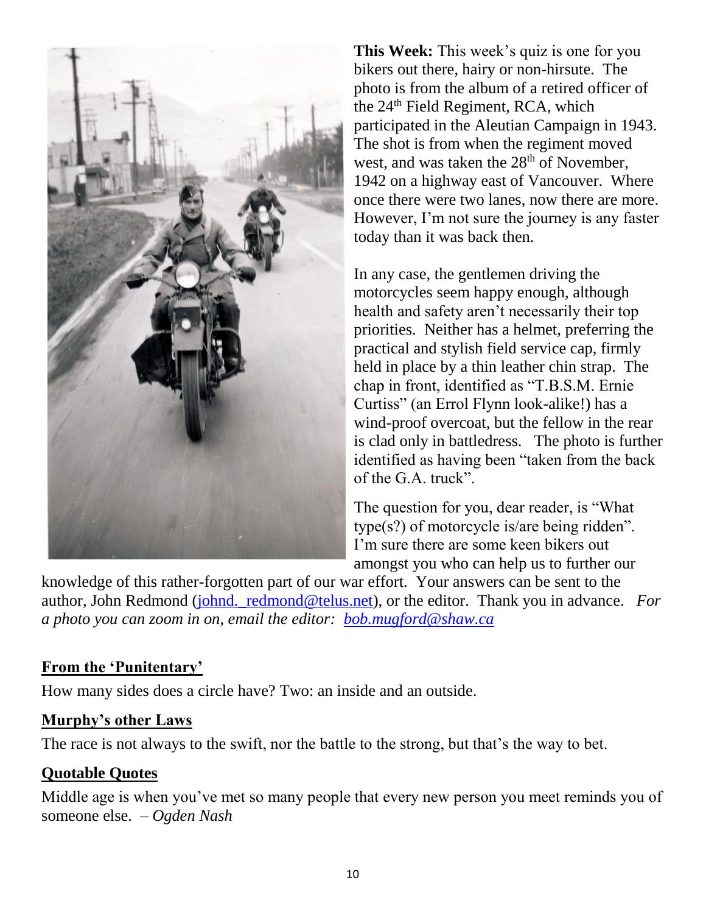**This Week:** This week's quiz is one for you bikers out there, hairy or non-hirsute. The photo is from the album of a retired officer of the 24th Field Regiment, RCA, which participated in the Aleutian Campaign in 1943. The shot is from when the regiment moved west, and was taken the 28th of November, 1942 on a highway east of Vancouver. Where once there were two lanes, now there are more. However, I'm not sure the journey is any faster today than it was back then.

In any case, the gentlemen driving the motorcycles seem happy enough, although health and safety aren't necessarily their top priorities. Neither has a helmet, preferring the practical and stylish field service cap, firmly held in place by a thin leather chin strap. The chap in front, identified as "T.B.S.M. Ernie Curtiss" (an Errol Flynn look-alike!) has a wind-proof overcoat, but the fellow in the rear is clad only in battledress. The photo is further identified as having been "taken from the back of the G.A. truck".

The question for you, dear reader, is "What type(s?) of motorcycle is/are being ridden". I'm sure there are some keen bikers out amongst you who can help us to further our knowledge of this rather-forgotten part of our war effort. Your answers can be sent to the author, John Redmond (johnd._redmond@telus.net), or the editor. Thank you in advance. *For a photo you can zoom in on, email the editor: bob.mugford@shaw.ca*

## From the 'Punitentary'

How many sides does a circle have? Two: an inside and an outside.

## Murphy's other Laws

The race is not always to the swift, nor the battle to the strong, but that's the way to bet.

## Quotable Quotes

Middle age is when you've met so many people that every new person you meet reminds you of someone else. – *Ogden Nash*